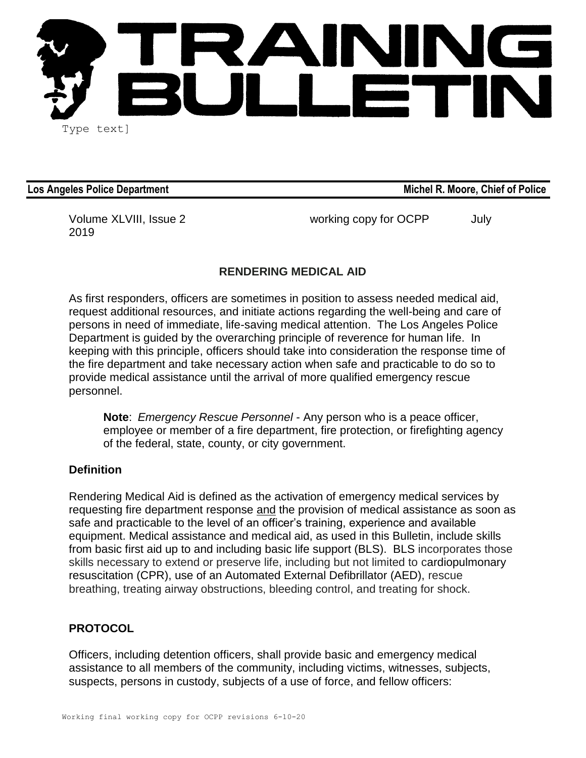# TRAINING BULLETIN

Type text]

**Los Angeles Police Department** **Michel R. Moore, Chief of Police**

Volume XLVIII, Issue 2 working copy for OCPP July 2019

## RENDERING MEDICAL AID

As first responders, officers are sometimes in position to assess needed medical aid, request additional resources, and initiate actions regarding the well-being and care of persons in need of immediate, life-saving medical attention. The Los Angeles Police Department is guided by the overarching principle of reverence for human life. In keeping with this principle, officers should take into consideration the response time of the fire department and take necessary action when safe and practicable to do so to provide medical assistance until the arrival of more qualified emergency rescue personnel.

> **Note**: *Emergency Rescue Personnel -* Any person who is a peace officer, employee or member of a fire department, fire protection, or firefighting agency of the federal, state, county, or city government.

### Definition

Rendering Medical Aid is defined as the activation of emergency medical services by requesting fire department response and the provision of medical assistance as soon as safe and practicable to the level of an officer's training, experience and available equipment. Medical assistance and medical aid, as used in this Bulletin, include skills from basic first aid up to and including basic life support (BLS). BLS incorporates those skills necessary to extend or preserve life, including but not limited to cardiopulmonary resuscitation (CPR), use of an Automated External Defibrillator (AED), rescue breathing, treating airway obstructions, bleeding control, and treating for shock.

### PROTOCOL

Officers, including detention officers, shall provide basic and emergency medical assistance to all members of the community, including victims, witnesses, subjects, suspects, persons in custody, subjects of a use of force, and fellow officers:

Working final working copy for OCPP revisions 6-10-20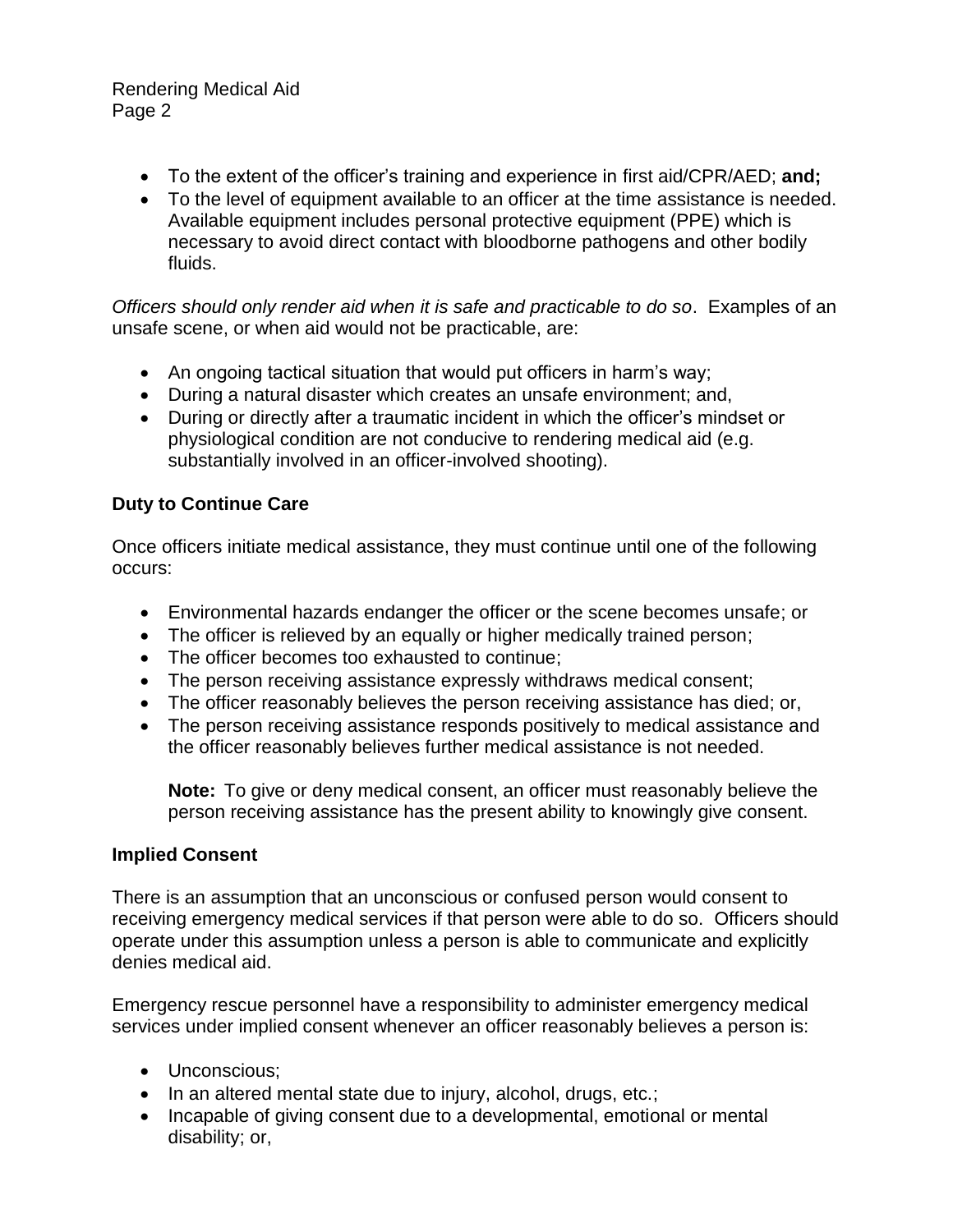- To the extent of the officer's training and experience in first aid/CPR/AED; **and;**
- To the level of equipment available to an officer at the time assistance is needed. Available equipment includes personal protective equipment (PPE) which is necessary to avoid direct contact with bloodborne pathogens and other bodily fluids.

*Officers should only render aid when it is safe and practicable to do so*. Examples of an unsafe scene, or when aid would not be practicable, are:

- An ongoing tactical situation that would put officers in harm's way;
- During a natural disaster which creates an unsafe environment; and,
- During or directly after a traumatic incident in which the officer's mindset or physiological condition are not conducive to rendering medical aid (e.g. substantially involved in an officer-involved shooting).

**Duty to Continue Care**

Once officers initiate medical assistance, they must continue until one of the following occurs:

- Environmental hazards endanger the officer or the scene becomes unsafe; or
- The officer is relieved by an equally or higher medically trained person;
- The officer becomes too exhausted to continue;
- The person receiving assistance expressly withdraws medical consent;
- The officer reasonably believes the person receiving assistance has died; or,
- The person receiving assistance responds positively to medical assistance and the officer reasonably believes further medical assistance is not needed.

  **Note:** To give or deny medical consent, an officer must reasonably believe the person receiving assistance has the present ability to knowingly give consent.

**Implied Consent**

There is an assumption that an unconscious or confused person would consent to receiving emergency medical services if that person were able to do so. Officers should operate under this assumption unless a person is able to communicate and explicitly denies medical aid.

Emergency rescue personnel have a responsibility to administer emergency medical services under implied consent whenever an officer reasonably believes a person is:

- Unconscious;
- In an altered mental state due to injury, alcohol, drugs, etc.;
- Incapable of giving consent due to a developmental, emotional or mental disability; or,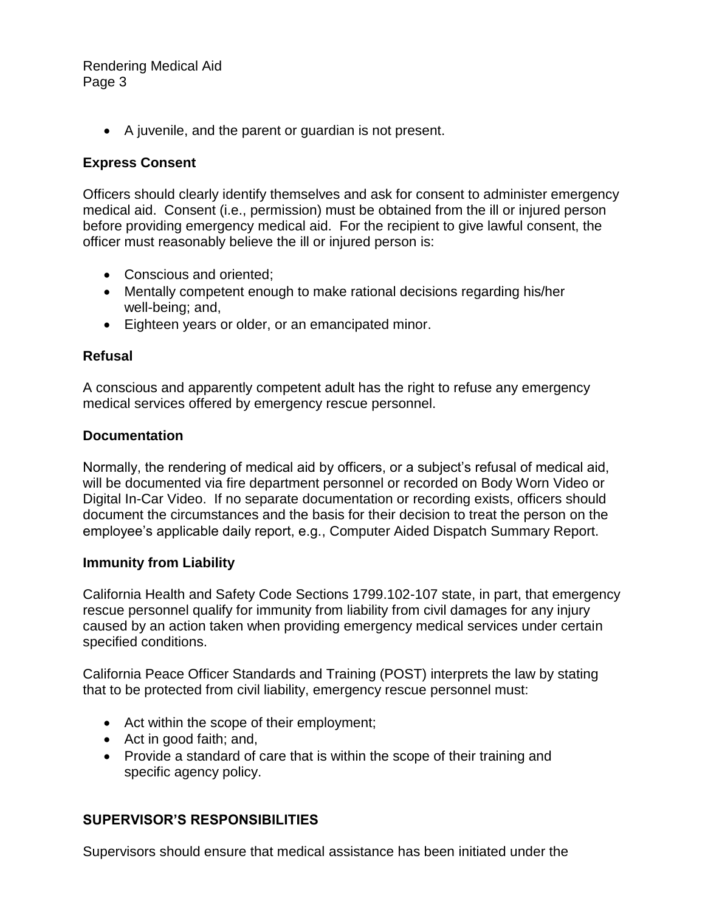- A juvenile, and the parent or guardian is not present.

### Express Consent

Officers should clearly identify themselves and ask for consent to administer emergency medical aid. Consent (i.e., permission) must be obtained from the ill or injured person before providing emergency medical aid. For the recipient to give lawful consent, the officer must reasonably believe the ill or injured person is:

- Conscious and oriented;
- Mentally competent enough to make rational decisions regarding his/her well-being; and,
- Eighteen years or older, or an emancipated minor.

### Refusal

A conscious and apparently competent adult has the right to refuse any emergency medical services offered by emergency rescue personnel.

### Documentation

Normally, the rendering of medical aid by officers, or a subject's refusal of medical aid, will be documented via fire department personnel or recorded on Body Worn Video or Digital In-Car Video. If no separate documentation or recording exists, officers should document the circumstances and the basis for their decision to treat the person on the employee's applicable daily report, e.g., Computer Aided Dispatch Summary Report.

### Immunity from Liability

California Health and Safety Code Sections 1799.102-107 state, in part, that emergency rescue personnel qualify for immunity from liability from civil damages for any injury caused by an action taken when providing emergency medical services under certain specified conditions.

California Peace Officer Standards and Training (POST) interprets the law by stating that to be protected from civil liability, emergency rescue personnel must:

- Act within the scope of their employment;
- Act in good faith; and,
- Provide a standard of care that is within the scope of their training and specific agency policy.

## SUPERVISOR'S RESPONSIBILITIES

Supervisors should ensure that medical assistance has been initiated under the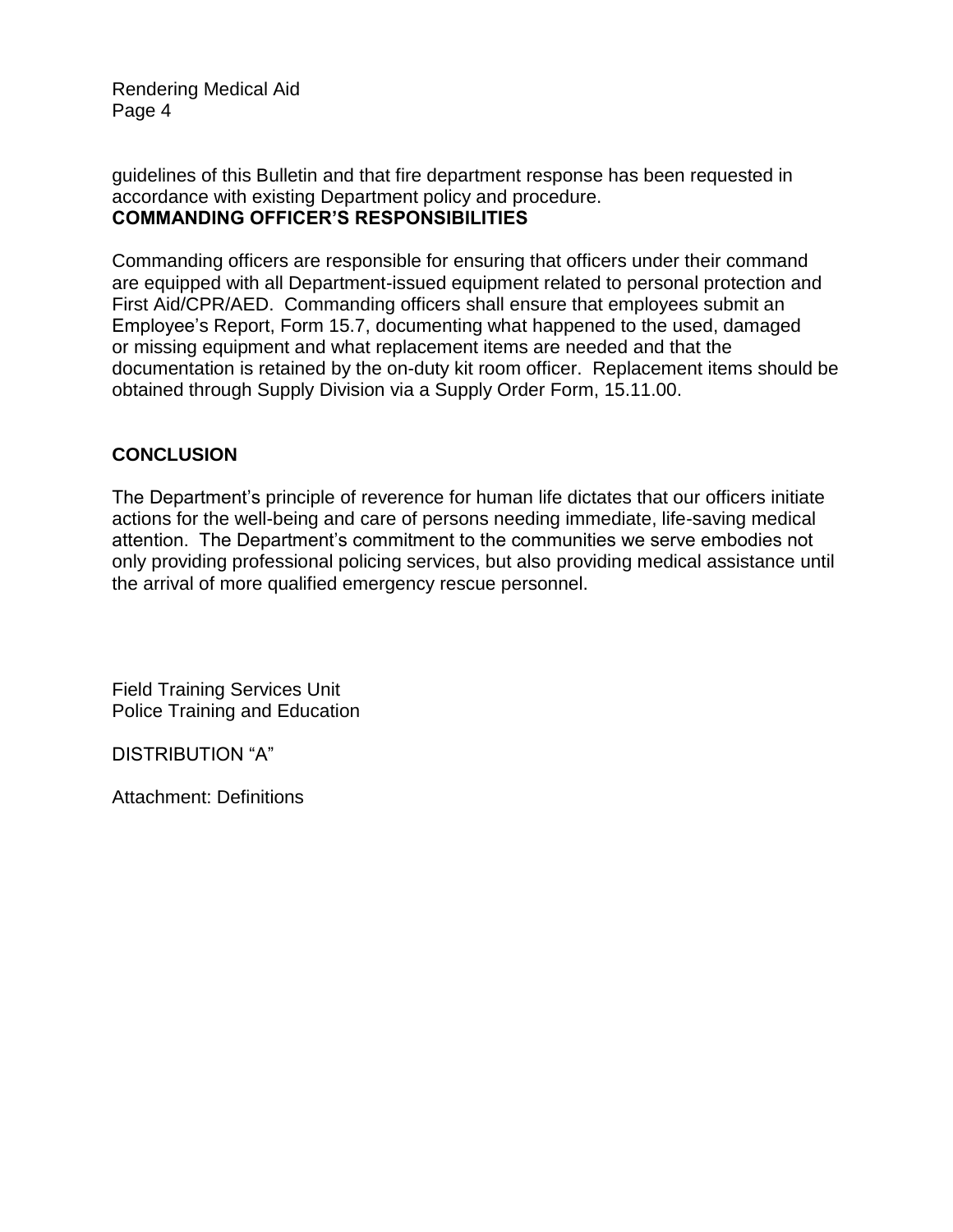guidelines of this Bulletin and that fire department response has been requested in accordance with existing Department policy and procedure.

**COMMANDING OFFICER'S RESPONSIBILITIES**

Commanding officers are responsible for ensuring that officers under their command are equipped with all Department-issued equipment related to personal protection and First Aid/CPR/AED. Commanding officers shall ensure that employees submit an Employee's Report, Form 15.7, documenting what happened to the used, damaged or missing equipment and what replacement items are needed and that the documentation is retained by the on-duty kit room officer. Replacement items should be obtained through Supply Division via a Supply Order Form, 15.11.00.

**CONCLUSION**

The Department's principle of reverence for human life dictates that our officers initiate actions for the well-being and care of persons needing immediate, life-saving medical attention. The Department's commitment to the communities we serve embodies not only providing professional policing services, but also providing medical assistance until the arrival of more qualified emergency rescue personnel.

Field Training Services Unit
Police Training and Education

DISTRIBUTION "A"

Attachment: Definitions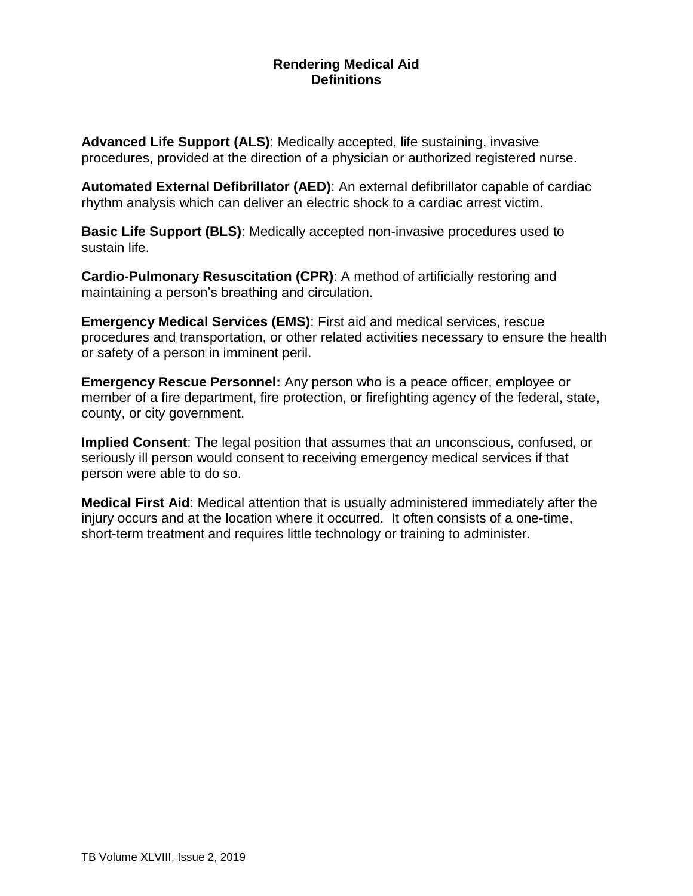## Rendering Medical Aid
## Definitions

**Advanced Life Support (ALS)**: Medically accepted, life sustaining, invasive procedures, provided at the direction of a physician or authorized registered nurse.

**Automated External Defibrillator (AED)**: An external defibrillator capable of cardiac rhythm analysis which can deliver an electric shock to a cardiac arrest victim.

**Basic Life Support (BLS)**: Medically accepted non-invasive procedures used to sustain life.

**Cardio-Pulmonary Resuscitation (CPR)**: A method of artificially restoring and maintaining a person's breathing and circulation.

**Emergency Medical Services (EMS)**: First aid and medical services, rescue procedures and transportation, or other related activities necessary to ensure the health or safety of a person in imminent peril.

**Emergency Rescue Personnel:** Any person who is a peace officer, employee or member of a fire department, fire protection, or firefighting agency of the federal, state, county, or city government.

**Implied Consent**: The legal position that assumes that an unconscious, confused, or seriously ill person would consent to receiving emergency medical services if that person were able to do so.

**Medical First Aid**: Medical attention that is usually administered immediately after the injury occurs and at the location where it occurred. It often consists of a one-time, short-term treatment and requires little technology or training to administer.